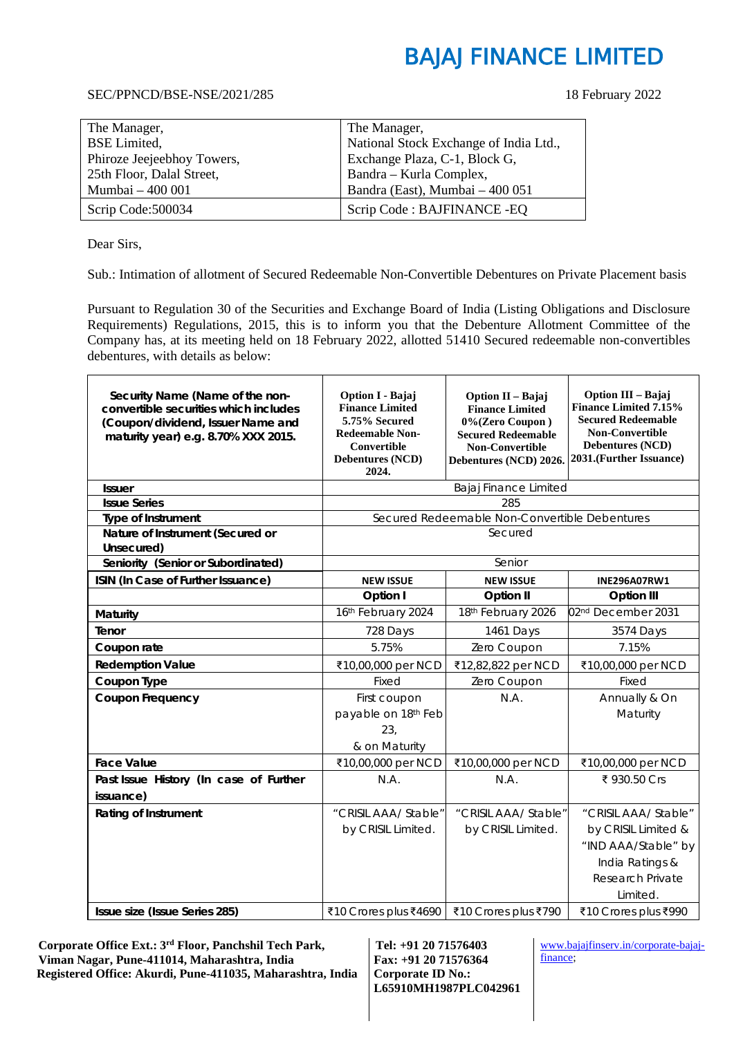# BAJAJ FINANCE LIMITED

SEC/PPNCD/BSE-NSE/2021/285

18 February 2022

| The Manager, BSE Limited, Phiroze Jeejeebhoy Towers, 25th Floor, Dalal Street, Mumbai – 400 001 | The Manager, National Stock Exchange of India Ltd., Exchange Plaza, C-1, Block G, Bandra – Kurla Complex, Bandra (East), Mumbai – 400 051 |
|---|---|
| Scrip Code:500034 | Scrip Code : BAJFINANCE -EQ |

Dear Sirs,

Sub.: Intimation of allotment of Secured Redeemable Non-Convertible Debentures on Private Placement basis

Pursuant to Regulation 30 of the Securities and Exchange Board of India (Listing Obligations and Disclosure Requirements) Regulations, 2015, this is to inform you that the Debenture Allotment Committee of the Company has, at its meeting held on 18 February 2022, allotted 51410 Secured redeemable non-convertibles debentures, with details as below:

| **Security Name (Name of the non-convertible securities which includes (Coupon/dividend, Issuer Name and maturity year) e.g. 8.70% XXX 2015.** | **Option I - Bajaj Finance Limited 5.75% Secured Redeemable Non-Convertible Debentures (NCD) 2024.** | **Option II – Bajaj Finance Limited 0%(Zero Coupon ) Secured Redeemable Non-Convertible Debentures (NCD) 2026.** | **Option III – Bajaj Finance Limited 7.15% Secured Redeemable Non-Convertible Debentures (NCD) 2031.(Further Issuance)** |
|---|---|---|---|
| **Issuer** | Bajaj Finance Limited | | |
| **Issue Series** | 285 | | |
| **Type of Instrument** | Secured Redeemable Non-Convertible Debentures | | |
| **Nature of Instrument (Secured or Unsecured)** | Secured | | |
| **Seniority (Senior or Subordinated)** | Senior | | |
| **ISIN (In Case of Further Issuance)** | **NEW ISSUE** | **NEW ISSUE** | **INE296A07RW1** |
| | **Option I** | **Option II** | **Option III** |
| **Maturity** | 16th February 2024 | 18th February 2026 | 02nd December 2031 |
| **Tenor** | 728 Days | 1461 Days | 3574 Days |
| **Coupon rate** | 5.75% | Zero Coupon | 7.15% |
| **Redemption Value** | ₹10,00,000 per NCD | ₹12,82,822 per NCD | ₹10,00,000 per NCD |
| **Coupon Type** | Fixed | Zero Coupon | Fixed |
| **Coupon Frequency** | First coupon payable on 18th Feb 23, & on Maturity | N.A. | Annually & On Maturity |
| **Face Value** | ₹10,00,000 per NCD | ₹10,00,000 per NCD | ₹10,00,000 per NCD |
| **Past Issue History (In case of Further issuance)** | N.A. | N.A. | ₹ 930.50 Crs |
| **Rating of Instrument** | "CRISIL AAA/ Stable" by CRISIL Limited. | "CRISIL AAA/ Stable" by CRISIL Limited. | "CRISIL AAA/ Stable" by CRISIL Limited & "IND AAA/Stable" by India Ratings & Research Private Limited. |
| **Issue size (Issue Series 285)** | ₹10 Crores plus ₹4690 | ₹10 Crores plus ₹790 | ₹10 Crores plus ₹990 |

**Corporate Office Ext.: 3rd Floor, Panchshil Tech Park, Viman Nagar, Pune-411014, Maharashtra, India**
**Registered Office: Akurdi, Pune-411035, Maharashtra, India**

**Tel: +91 20 71576403**
**Fax: +91 20 71576364**
**Corporate ID No.: L65910MH1987PLC042961**

www.bajajfinserv.in/corporate-bajaj-finance;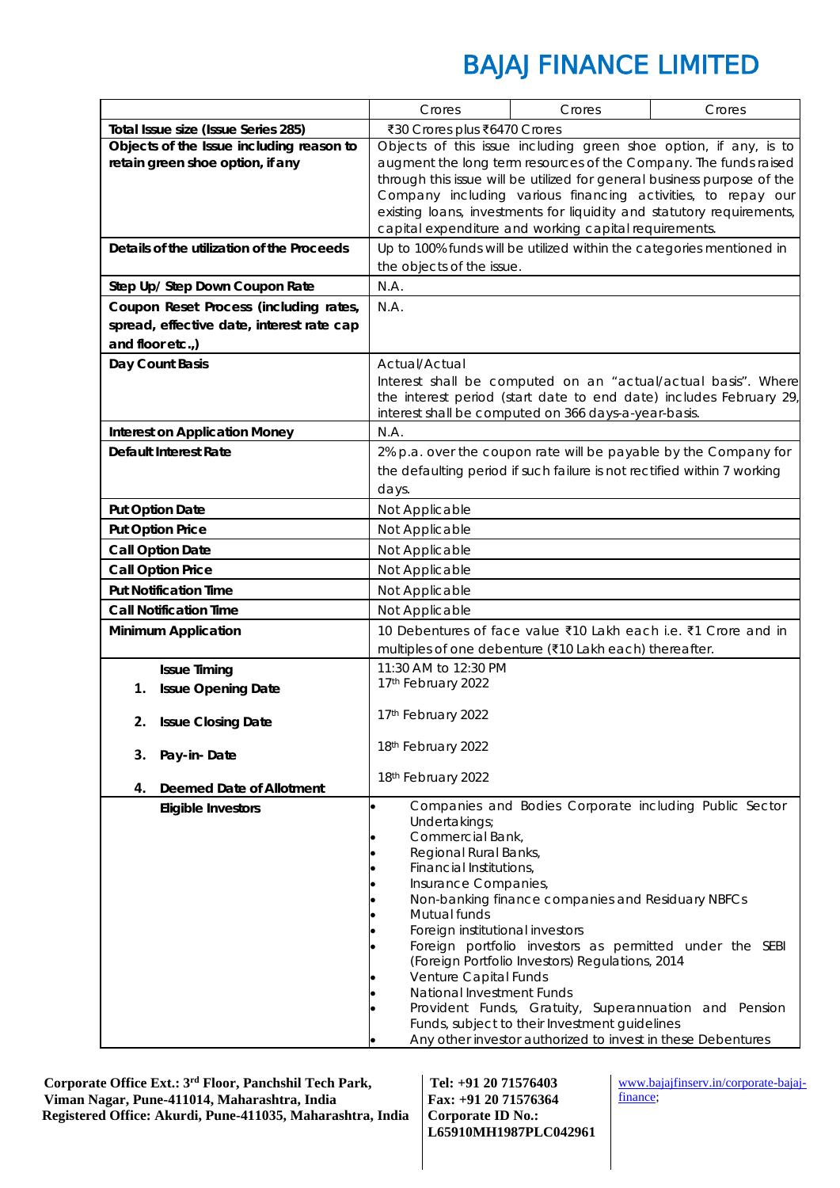# BAJAJ FINANCE LIMITED

| | Crores | Crores | Crores |
|---|---|---|---|
| **Total Issue size (Issue Series 285)** | ₹30 Crores plus ₹6470 Crores | | |
| **Objects of the Issue including reason to retain green shoe option, if any** | Objects of this issue including green shoe option, if any, is to augment the long term resources of the Company. The funds raised through this issue will be utilized for general business purpose of the Company including various financing activities, to repay our existing loans, investments for liquidity and statutory requirements, capital expenditure and working capital requirements. | | |
| **Details of the utilization of the Proceeds** | Up to 100% funds will be utilized within the categories mentioned in the objects of the issue. | | |
| **Step Up/ Step Down Coupon Rate** | N.A. | | |
| **Coupon Reset Process (including rates, spread, effective date, interest rate cap and floor etc.,)** | N.A. | | |
| **Day Count Basis** | Actual/Actual<br>Interest shall be computed on an "actual/actual basis". Where the interest period (start date to end date) includes February 29, interest shall be computed on 366 days-a-year-basis. | | |
| **Interest on Application Money** | N.A. | | |
| **Default Interest Rate** | 2% p.a. over the coupon rate will be payable by the Company for the defaulting period if such failure is not rectified within 7 working days. | | |
| **Put Option Date** | Not Applicable | | |
| **Put Option Price** | Not Applicable | | |
| **Call Option Date** | Not Applicable | | |
| **Call Option Price** | Not Applicable | | |
| **Put Notification Time** | Not Applicable | | |
| **Call Notification Time** | Not Applicable | | |
| **Minimum Application** | 10 Debentures of face value ₹10 Lakh each i.e. ₹1 Crore and in multiples of one debenture (₹10 Lakh each) thereafter. | | |
| **Issue Timing**<br>**1. Issue Opening Date**<br>**2. Issue Closing Date**<br>**3. Pay-in- Date**<br>**4. Deemed Date of Allotment** | 11:30 AM to 12:30 PM<br>17th February 2022<br>17th February 2022<br>18th February 2022<br>18th February 2022 | | |
| **Eligible Investors** | • Companies and Bodies Corporate including Public Sector Undertakings;<br>• Commercial Bank,<br>• Regional Rural Banks,<br>• Financial Institutions,<br>• Insurance Companies,<br>• Non-banking finance companies and Residuary NBFCs<br>• Mutual funds<br>• Foreign institutional investors<br>• Foreign portfolio investors as permitted under the SEBI (Foreign Portfolio Investors) Regulations, 2014<br>• Venture Capital Funds<br>• National Investment Funds<br>• Provident Funds, Gratuity, Superannuation and Pension Funds, subject to their Investment guidelines<br>• Any other investor authorized to invest in these Debentures | | |

**Corporate Office Ext.: 3rd Floor, Panchshil Tech Park, Viman Nagar, Pune-411014, Maharashtra, India**
**Registered Office: Akurdi, Pune-411035, Maharashtra, India**

**Tel: +91 20 71576403**
**Fax: +91 20 71576364**
**Corporate ID No.: L65910MH1987PLC042961**

www.bajajfinserv.in/corporate-bajaj-finance;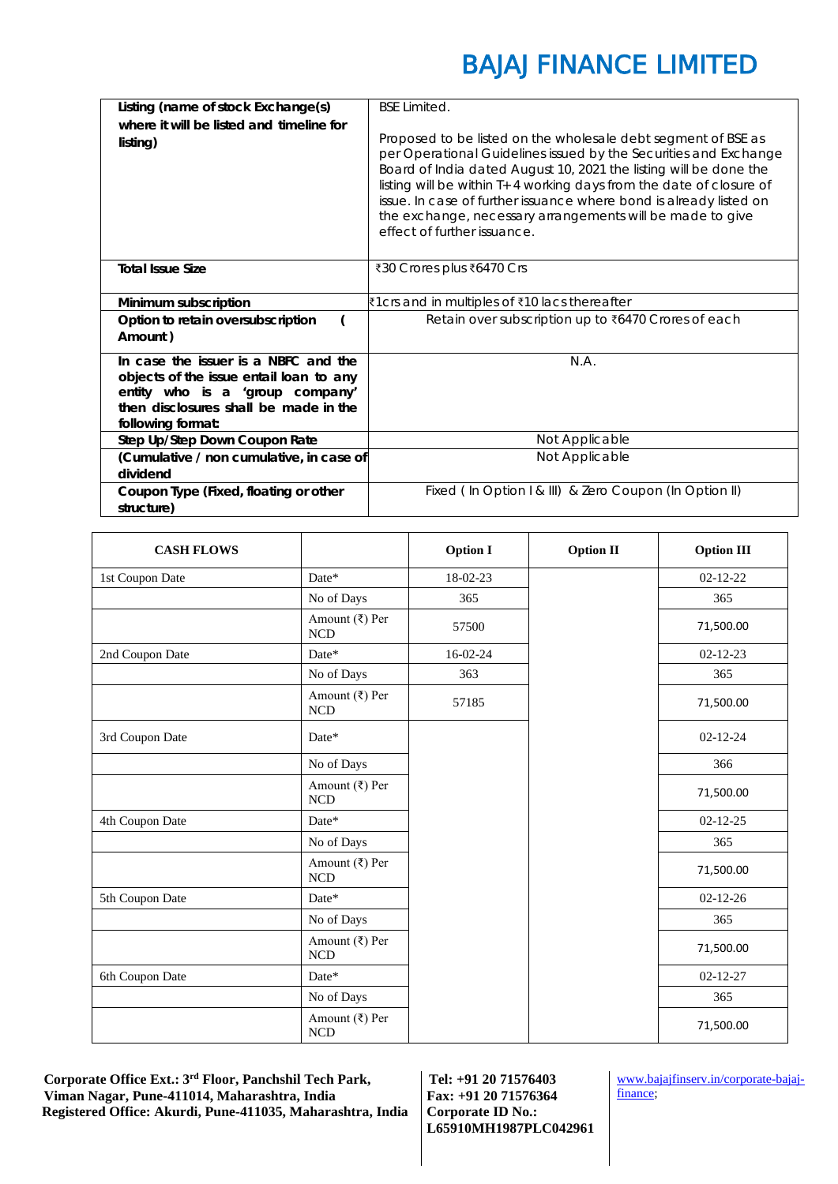| Listing (name of stock Exchange(s) where it will be listed and timeline for listing) | BSE Limited.<br><br>Proposed to be listed on the wholesale debt segment of BSE as per Operational Guidelines issued by the Securities and Exchange Board of India dated August 10, 2021 the listing will be done the listing will be within T+4 working days from the date of closure of issue. In case of further issuance where bond is already listed on the exchange, necessary arrangements will be made to give effect of further issuance. |
|---|---|
| **Total Issue Size** | ₹30 Crores plus ₹6470 Crs |
| **Minimum subscription** | ₹1crs and in multiples of ₹10 lacs thereafter |
| **Option to retain oversubscription ( Amount )** | Retain over subscription up to ₹6470 Crores of each |
| **In case the issuer is a NBFC and the objects of the issue entail loan to any entity who is a 'group company' then disclosures shall be made in the following format:** | N.A. |
| **Step Up/Step Down Coupon Rate** | Not Applicable |
| **(Cumulative / non cumulative, in case of dividend** | Not Applicable |
| **Coupon Type (Fixed, floating or other structure)** | Fixed ( In Option I & III) & Zero Coupon (In Option II) |

| CASH FLOWS | | Option I | Option II | Option III |
|---|---|---|---|---|
| 1st Coupon Date | Date* | 18-02-23 | | 02-12-22 |
| | No of Days | 365 | | 365 |
| | Amount (₹) Per NCD | 57500 | | 71,500.00 |
| 2nd Coupon Date | Date* | 16-02-24 | | 02-12-23 |
| | No of Days | 363 | | 365 |
| | Amount (₹) Per NCD | 57185 | | 71,500.00 |
| 3rd Coupon Date | Date* | | | 02-12-24 |
| | No of Days | | | 366 |
| | Amount (₹) Per NCD | | | 71,500.00 |
| 4th Coupon Date | Date* | | | 02-12-25 |
| | No of Days | | | 365 |
| | Amount (₹) Per NCD | | | 71,500.00 |
| 5th Coupon Date | Date* | | | 02-12-26 |
| | No of Days | | | 365 |
| | Amount (₹) Per NCD | | | 71,500.00 |
| 6th Coupon Date | Date* | | | 02-12-27 |
| | No of Days | | | 365 |
| | Amount (₹) Per NCD | | | 71,500.00 |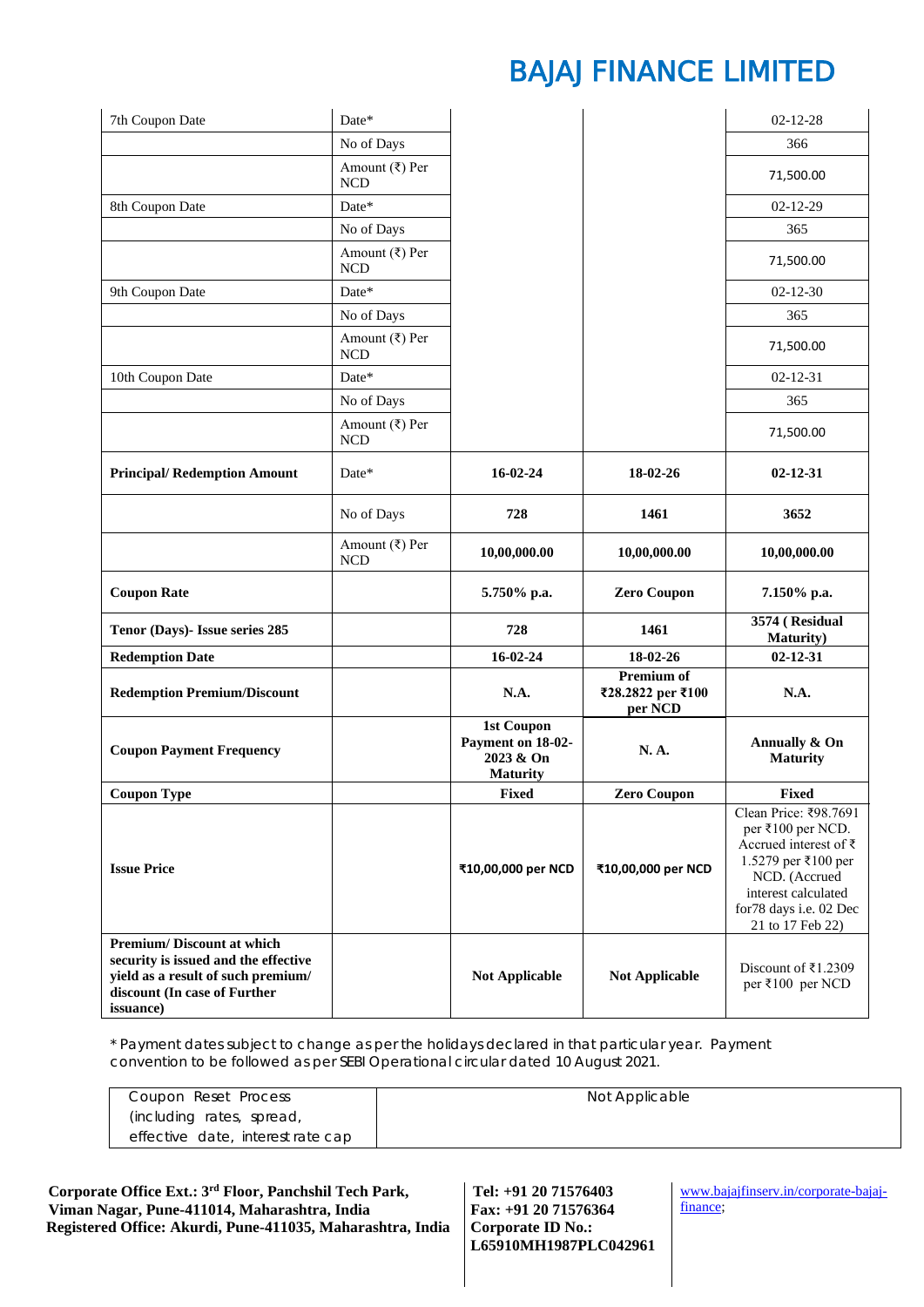# BAJAJ FINANCE LIMITED

| | | | | |
|---|---|---|---|---|
| 7th Coupon Date | Date* | | | 02-12-28 |
| | No of Days | | | 366 |
| | Amount (₹) Per NCD | | | 71,500.00 |
| 8th Coupon Date | Date* | | | 02-12-29 |
| | No of Days | | | 365 |
| | Amount (₹) Per NCD | | | 71,500.00 |
| 9th Coupon Date | Date* | | | 02-12-30 |
| | No of Days | | | 365 |
| | Amount (₹) Per NCD | | | 71,500.00 |
| 10th Coupon Date | Date* | | | 02-12-31 |
| | No of Days | | | 365 |
| | Amount (₹) Per NCD | | | 71,500.00 |
| **Principal/ Redemption Amount** | Date* | **16-02-24** | **18-02-26** | **02-12-31** |
| | No of Days | **728** | **1461** | **3652** |
| | Amount (₹) Per NCD | **10,00,000.00** | **10,00,000.00** | **10,00,000.00** |
| **Coupon Rate** | | **5.750% p.a.** | **Zero Coupon** | **7.150% p.a.** |
| **Tenor (Days)- Issue series 285** | | **728** | **1461** | **3574 ( Residual Maturity)** |
| **Redemption Date** | | **16-02-24** | **18-02-26** | **02-12-31** |
| **Redemption Premium/Discount** | | **N.A.** | **Premium of ₹28.2822 per ₹100 per NCD** | **N.A.** |
| **Coupon Payment Frequency** | | **1st Coupon Payment on 18-02-2023 & On Maturity** | **N. A.** | **Annually & On Maturity** |
| **Coupon Type** | | **Fixed** | **Zero Coupon** | **Fixed** |
| **Issue Price** | | **₹10,00,000 per NCD** | **₹10,00,000 per NCD** | Clean Price: ₹98.7691 per ₹100 per NCD. Accrued interest of ₹ 1.5279 per ₹100 per NCD. (Accrued interest calculated for78 days i.e. 02 Dec 21 to 17 Feb 22) |
| **Premium/ Discount at which security is issued and the effective yield as a result of such premium/ discount (In case of Further issuance)** | | **Not Applicable** | **Not Applicable** | Discount of ₹1.2309 per ₹100 per NCD |

* Payment dates subject to change as per the holidays declared in that particular year. Payment convention to be followed as per SEBI Operational circular dated 10 August 2021.

| | |
|---|---|
| Coupon Reset Process (including rates, spread, effective date, interest rate cap | Not Applicable |

**Corporate Office Ext.: 3rd Floor, Panchshil Tech Park, Viman Nagar, Pune-411014, Maharashtra, India**
**Registered Office: Akurdi, Pune-411035, Maharashtra, India**

**Tel: +91 20 71576403**
**Fax: +91 20 71576364**
**Corporate ID No.: L65910MH1987PLC042961**

www.bajajfinserv.in/corporate-bajaj-finance;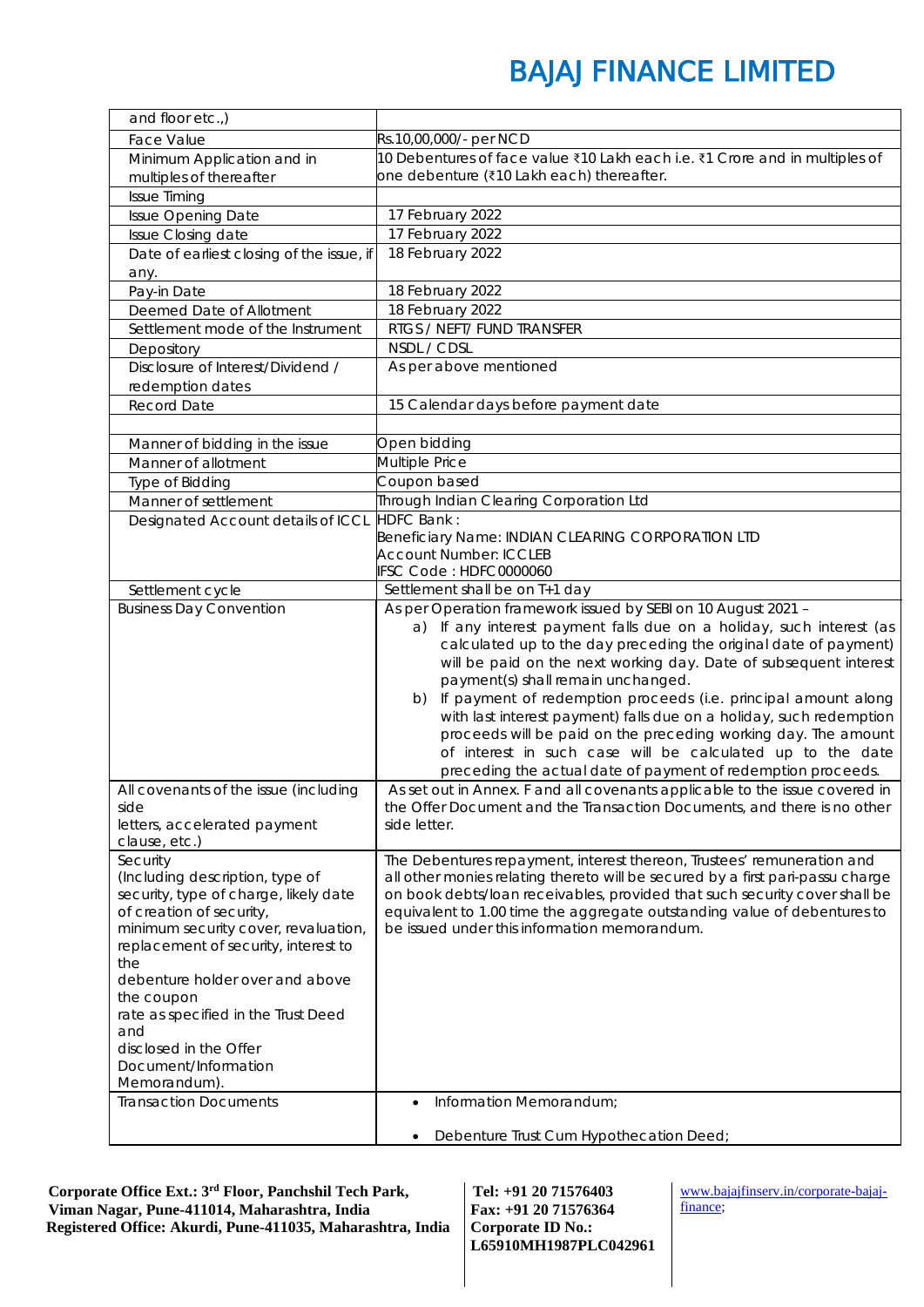| | |
|---|---|
| and floor etc.,) | |
| Face Value | Rs.10,00,000/- per NCD |
| Minimum Application and in multiples of thereafter | 10 Debentures of face value ₹10 Lakh each i.e. ₹1 Crore and in multiples of one debenture (₹10 Lakh each) thereafter. |
| Issue Timing | |
| Issue Opening Date | 17 February 2022 |
| Issue Closing date | 17 February 2022 |
| Date of earliest closing of the issue, if any. | 18 February 2022 |
| Pay-in Date | 18 February 2022 |
| Deemed Date of Allotment | 18 February 2022 |
| Settlement mode of the Instrument | RTGS / NEFT/ FUND TRANSFER |
| Depository | NSDL / CDSL |
| Disclosure of Interest/Dividend / redemption dates | As per above mentioned |
| Record Date | 15 Calendar days before payment date |
| | |
| Manner of bidding in the issue | Open bidding |
| Manner of allotment | Multiple Price |
| Type of Bidding | Coupon based |
| Manner of settlement | Through Indian Clearing Corporation Ltd |
| Designated Account details of ICCL | HDFC Bank :<br>Beneficiary Name: INDIAN CLEARING CORPORATION LTD<br>Account Number: ICCLEB<br>IFSC Code : HDFC0000060 |
| Settlement cycle | Settlement shall be on T+1 day |
| Business Day Convention | As per Operation framework issued by SEBI on 10 August 2021 –<br>a) If any interest payment falls due on a holiday, such interest (as calculated up to the day preceding the original date of payment) will be paid on the next working day. Date of subsequent interest payment(s) shall remain unchanged.<br>b) If payment of redemption proceeds (i.e. principal amount along with last interest payment) falls due on a holiday, such redemption proceeds will be paid on the preceding working day. The amount of interest in such case will be calculated up to the date preceding the actual date of payment of redemption proceeds. |
| All covenants of the issue (including side letters, accelerated payment clause, etc.) | As set out in Annex. F and all covenants applicable to the issue covered in the Offer Document and the Transaction Documents, and there is no other side letter. |
| Security (Including description, type of security, type of charge, likely date of creation of security, minimum security cover, revaluation, replacement of security, interest to the debenture holder over and above the coupon rate as specified in the Trust Deed and disclosed in the Offer Document/Information Memorandum). | The Debentures repayment, interest thereon, Trustees' remuneration and all other monies relating thereto will be secured by a first pari-passu charge on book debts/loan receivables, provided that such security cover shall be equivalent to 1.00 time the aggregate outstanding value of debentures to be issued under this information memorandum. |
| Transaction Documents | • Information Memorandum;<br>• Debenture Trust Cum Hypothecation Deed; |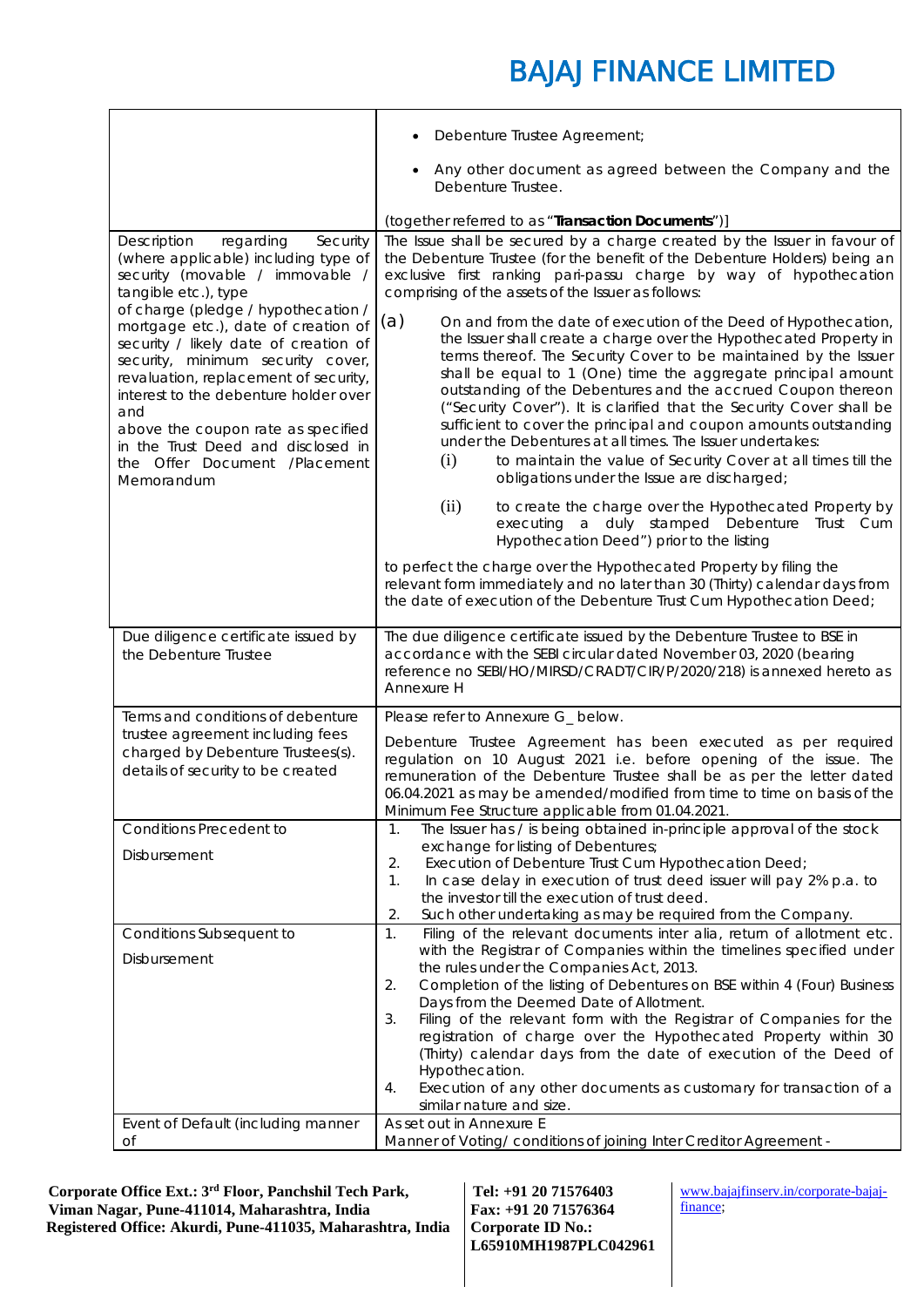| | |
|---|---|
| | • Debenture Trustee Agreement;<br>• Any other document as agreed between the Company and the Debenture Trustee.<br><br>(together referred to as "**Transaction Documents**")] |
| Description regarding Security (where applicable) including type of security (movable / immovable / tangible etc.), type of charge (pledge / hypothecation / mortgage etc.), date of creation of security / likely date of creation of security, minimum security cover, revaluation, replacement of security, interest to the debenture holder over and above the coupon rate as specified in the Trust Deed and disclosed in the Offer Document /Placement Memorandum | The Issue shall be secured by a charge created by the Issuer in favour of the Debenture Trustee (for the benefit of the Debenture Holders) being an exclusive first ranking pari-passu charge by way of hypothecation comprising of the assets of the Issuer as follows:<br><br>(a) On and from the date of execution of the Deed of Hypothecation, the Issuer shall create a charge over the Hypothecated Property in terms thereof. The Security Cover to be maintained by the Issuer shall be equal to 1 (One) time the aggregate principal amount outstanding of the Debentures and the accrued Coupon thereon ("Security Cover"). It is clarified that the Security Cover shall be sufficient to cover the principal and coupon amounts outstanding under the Debentures at all times. The Issuer undertakes:<br>(i) to maintain the value of Security Cover at all times till the obligations under the Issue are discharged;<br>(ii) to create the charge over the Hypothecated Property by executing a duly stamped Debenture Trust Cum Hypothecation Deed") prior to the listing<br><br>to perfect the charge over the Hypothecated Property by filing the relevant form immediately and no later than 30 (Thirty) calendar days from the date of execution of the Debenture Trust Cum Hypothecation Deed; |
| Due diligence certificate issued by the Debenture Trustee | The due diligence certificate issued by the Debenture Trustee to BSE in accordance with the SEBI circular dated November 03, 2020 (bearing reference no SEBI/HO/MIRSD/CRADT/CIR/P/2020/218) is annexed hereto as Annexure H |
| Terms and conditions of debenture trustee agreement including fees charged by Debenture Trustees(s). details of security to be created | Please refer to Annexure G_ below.<br><br>Debenture Trustee Agreement has been executed as per required regulation on 10 August 2021 i.e. before opening of the issue. The remuneration of the Debenture Trustee shall be as per the letter dated 06.04.2021 as may be amended/modified from time to time on basis of the Minimum Fee Structure applicable from 01.04.2021. |
| Conditions Precedent to Disbursement | 1. The Issuer has / is being obtained in-principle approval of the stock exchange for listing of Debentures;<br>2. Execution of Debenture Trust Cum Hypothecation Deed;<br>1. In case delay in execution of trust deed issuer will pay 2% p.a. to the investor till the execution of trust deed.<br>2. Such other undertaking as may be required from the Company. |
| Conditions Subsequent to Disbursement | 1. Filing of the relevant documents inter alia, return of allotment etc. with the Registrar of Companies within the timelines specified under the rules under the Companies Act, 2013.<br>2. Completion of the listing of Debentures on BSE within 4 (Four) Business Days from the Deemed Date of Allotment.<br>3. Filing of the relevant form with the Registrar of Companies for the registration of charge over the Hypothecated Property within 30 (Thirty) calendar days from the date of execution of the Deed of Hypothecation.<br>4. Execution of any other documents as customary for transaction of a similar nature and size. |
| Event of Default (including manner of | As set out in Annexure E<br>Manner of Voting/ conditions of joining Inter Creditor Agreement - |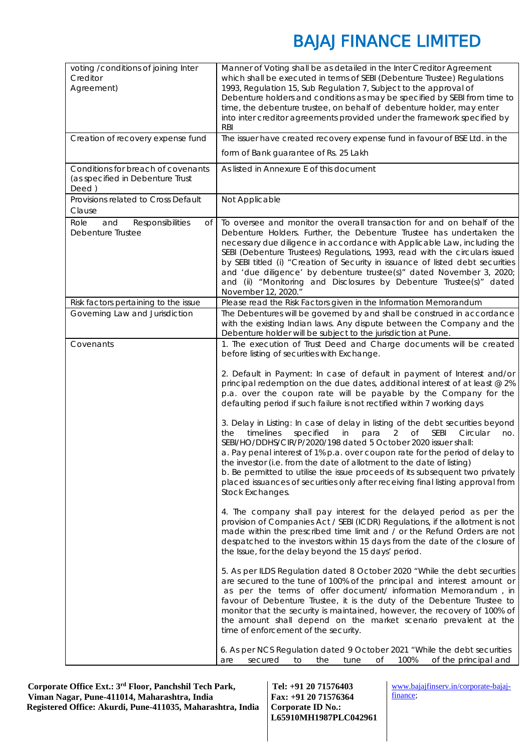| voting /conditions of joining Inter Creditor Agreement) | Manner of Voting shall be as detailed in the Inter Creditor Agreement which shall be executed in terms of SEBI (Debenture Trustee) Regulations 1993, Regulation 15, Sub Regulation 7, Subject to the approval of Debenture holders and conditions as may be specified by SEBI from time to time, the debenture trustee, on behalf of debenture holder, may enter into inter creditor agreements provided under the framework specified by RBI |
|---|---|
| Creation of recovery expense fund | The issuer have created recovery expense fund in favour of BSE Ltd. in the form of Bank guarantee of Rs. 25 Lakh |
| Conditions for breach of covenants (as specified in Debenture Trust Deed ) | As listed in Annexure E of this document |
| Provisions related to Cross Default Clause | Not Applicable |
| Role and Responsibilities of Debenture Trustee | To oversee and monitor the overall transaction for and on behalf of the Debenture Holders. Further, the Debenture Trustee has undertaken the necessary due diligence in accordance with Applicable Law, including the SEBI (Debenture Trustees) Regulations, 1993, read with the circulars issued by SEBI titled (i) "Creation of Security in issuance of listed debt securities and 'due diligence' by debenture trustee(s)" dated November 3, 2020; and (ii) "Monitoring and Disclosures by Debenture Trustee(s)" dated November 12, 2020." |
| Risk factors pertaining to the issue | Please read the Risk Factors given in the Information Memorandum |
| Governing Law and Jurisdiction | The Debentures will be governed by and shall be construed in accordance with the existing Indian laws. Any dispute between the Company and the Debenture holder will be subject to the jurisdiction at Pune. |
| Covenants | 1. The execution of Trust Deed and Charge documents will be created before listing of securities with Exchange.<br><br>2. Default in Payment: In case of default in payment of Interest and/or principal redemption on the due dates, additional interest of at least @ 2% p.a. over the coupon rate will be payable by the Company for the defaulting period if such failure is not rectified within 7 working days<br><br>3. Delay in Listing: In case of delay in listing of the debt securities beyond the timelines specified in para 2 of SEBI Circular no. SEBI/HO/DDHS/CIR/P/2020/198 dated 5 October 2020 issuer shall:<br>a. Pay penal interest of 1% p.a. over coupon rate for the period of delay to the investor (i.e. from the date of allotment to the date of listing)<br>b. Be permitted to utilise the issue proceeds of its subsequent two privately placed issuances of securities only after receiving final listing approval from Stock Exchanges.<br><br>4. The company shall pay interest for the delayed period as per the provision of Companies Act / SEBI (ICDR) Regulations, if the allotment is not made within the prescribed time limit and / or the Refund Orders are not despatched to the investors within 15 days from the date of the closure of the Issue, for the delay beyond the 15 days' period.<br><br>5. As per ILDS Regulation dated 8 October 2020 "While the debt securities are secured to the tune of 100% of the principal and interest amount or as per the terms of offer document/ information Memorandum , in favour of Debenture Trustee, it is the duty of the Debenture Trustee to monitor that the security is maintained, however, the recovery of 100% of the amount shall depend on the market scenario prevalent at the time of enforcement of the security.<br><br>6. As per NCS Regulation dated 9 October 2021 "While the debt securities are secured to the tune of 100% of the principal and |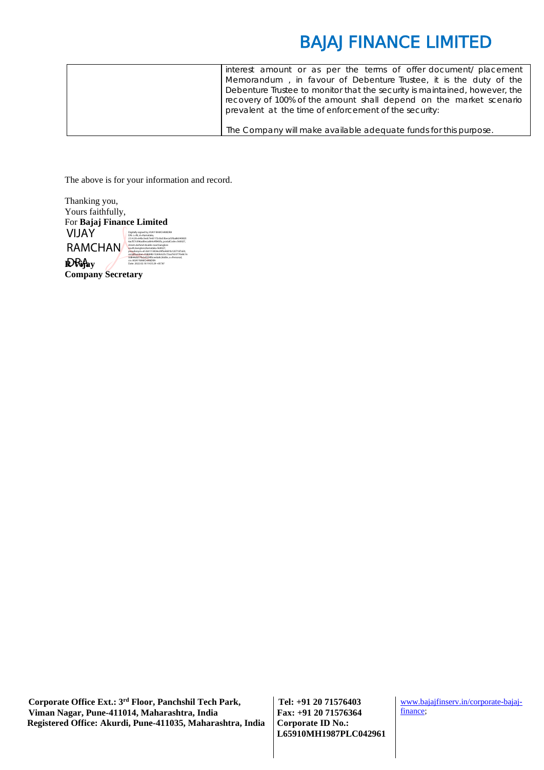| | |
|---|---|
| | interest amount or as per the terms of offer document/ placement Memorandum , in favour of Debenture Trustee, it is the duty of the Debenture Trustee to monitor that the security is maintained, however, the recovery of 100% of the amount shall depend on the market scenario prevalent at the time of enforcement of the security:<br><br>The Company will make available adequate funds for this purpose. |

The above is for your information and record.

Thanking you,
Yours faithfully,
For **Bajaj Finance Limited**

VIJAY RAMCHANDRA

Digitally signed by VIJAY RAMCHANDRA
Date: 2022.02.18 19:35:29 +05'30'

**R Vijay**
**Company Secretary**